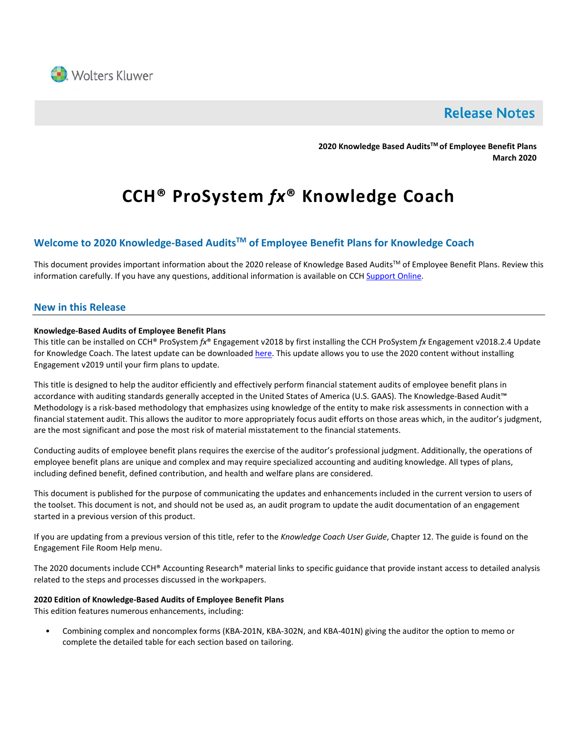Wolters Kluwer

# Release Notes

**2020 Knowledge Based Audits™ of Employee Benefit Plans**
**March 2020**

# CCH® ProSystem *fx*® Knowledge Coach

## Welcome to 2020 Knowledge-Based Audits™ of Employee Benefit Plans for Knowledge Coach

This document provides important information about the 2020 release of Knowledge Based Audits™ of Employee Benefit Plans. Review this information carefully. If you have any questions, additional information is available on CCH Support Online.

## New in this Release

**Knowledge-Based Audits of Employee Benefit Plans**
This title can be installed on CCH® ProSystem *fx*® Engagement v2018 by first installing the CCH ProSystem *fx* Engagement v2018.2.4 Update for Knowledge Coach. The latest update can be downloaded here. This update allows you to use the 2020 content without installing Engagement v2019 until your firm plans to update.

This title is designed to help the auditor efficiently and effectively perform financial statement audits of employee benefit plans in accordance with auditing standards generally accepted in the United States of America (U.S. GAAS). The Knowledge-Based Audit™ Methodology is a risk-based methodology that emphasizes using knowledge of the entity to make risk assessments in connection with a financial statement audit. This allows the auditor to more appropriately focus audit efforts on those areas which, in the auditor's judgment, are the most significant and pose the most risk of material misstatement to the financial statements.

Conducting audits of employee benefit plans requires the exercise of the auditor's professional judgment. Additionally, the operations of employee benefit plans are unique and complex and may require specialized accounting and auditing knowledge. All types of plans, including defined benefit, defined contribution, and health and welfare plans are considered.

This document is published for the purpose of communicating the updates and enhancements included in the current version to users of the toolset. This document is not, and should not be used as, an audit program to update the audit documentation of an engagement started in a previous version of this product.

If you are updating from a previous version of this title, refer to the *Knowledge Coach User Guide*, Chapter 12. The guide is found on the Engagement File Room Help menu.

The 2020 documents include CCH® Accounting Research® material links to specific guidance that provide instant access to detailed analysis related to the steps and processes discussed in the workpapers.

**2020 Edition of Knowledge-Based Audits of Employee Benefit Plans**
This edition features numerous enhancements, including:

- Combining complex and noncomplex forms (KBA-201N, KBA-302N, and KBA-401N) giving the auditor the option to memo or complete the detailed table for each section based on tailoring.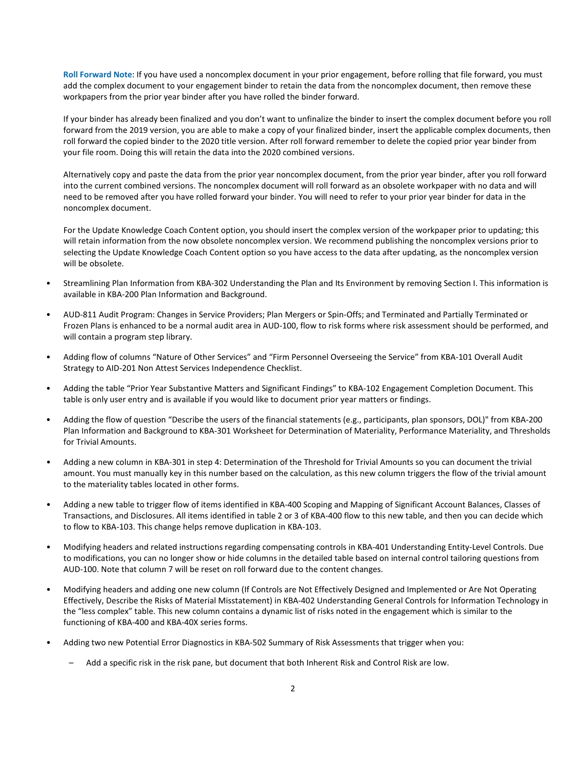**Roll Forward Note**: If you have used a noncomplex document in your prior engagement, before rolling that file forward, you must add the complex document to your engagement binder to retain the data from the noncomplex document, then remove these workpapers from the prior year binder after you have rolled the binder forward.

If your binder has already been finalized and you don't want to unfinalize the binder to insert the complex document before you roll forward from the 2019 version, you are able to make a copy of your finalized binder, insert the applicable complex documents, then roll forward the copied binder to the 2020 title version. After roll forward remember to delete the copied prior year binder from your file room. Doing this will retain the data into the 2020 combined versions.

Alternatively copy and paste the data from the prior year noncomplex document, from the prior year binder, after you roll forward into the current combined versions. The noncomplex document will roll forward as an obsolete workpaper with no data and will need to be removed after you have rolled forward your binder. You will need to refer to your prior year binder for data in the noncomplex document.

For the Update Knowledge Coach Content option, you should insert the complex version of the workpaper prior to updating; this will retain information from the now obsolete noncomplex version. We recommend publishing the noncomplex versions prior to selecting the Update Knowledge Coach Content option so you have access to the data after updating, as the noncomplex version will be obsolete.

- Streamlining Plan Information from KBA-302 Understanding the Plan and Its Environment by removing Section I. This information is available in KBA-200 Plan Information and Background.
- AUD-811 Audit Program: Changes in Service Providers; Plan Mergers or Spin-Offs; and Terminated and Partially Terminated or Frozen Plans is enhanced to be a normal audit area in AUD-100, flow to risk forms where risk assessment should be performed, and will contain a program step library.
- Adding flow of columns "Nature of Other Services" and "Firm Personnel Overseeing the Service" from KBA-101 Overall Audit Strategy to AID-201 Non Attest Services Independence Checklist.
- Adding the table "Prior Year Substantive Matters and Significant Findings" to KBA-102 Engagement Completion Document. This table is only user entry and is available if you would like to document prior year matters or findings.
- Adding the flow of question "Describe the users of the financial statements (e.g., participants, plan sponsors, DOL)" from KBA-200 Plan Information and Background to KBA-301 Worksheet for Determination of Materiality, Performance Materiality, and Thresholds for Trivial Amounts.
- Adding a new column in KBA-301 in step 4: Determination of the Threshold for Trivial Amounts so you can document the trivial amount. You must manually key in this number based on the calculation, as this new column triggers the flow of the trivial amount to the materiality tables located in other forms.
- Adding a new table to trigger flow of items identified in KBA-400 Scoping and Mapping of Significant Account Balances, Classes of Transactions, and Disclosures. All items identified in table 2 or 3 of KBA-400 flow to this new table, and then you can decide which to flow to KBA-103. This change helps remove duplication in KBA-103.
- Modifying headers and related instructions regarding compensating controls in KBA-401 Understanding Entity-Level Controls. Due to modifications, you can no longer show or hide columns in the detailed table based on internal control tailoring questions from AUD-100. Note that column 7 will be reset on roll forward due to the content changes.
- Modifying headers and adding one new column (If Controls are Not Effectively Designed and Implemented or Are Not Operating Effectively, Describe the Risks of Material Misstatement) in KBA-402 Understanding General Controls for Information Technology in the "less complex" table. This new column contains a dynamic list of risks noted in the engagement which is similar to the functioning of KBA-400 and KBA-40X series forms.
- Adding two new Potential Error Diagnostics in KBA-502 Summary of Risk Assessments that trigger when you:
  - Add a specific risk in the risk pane, but document that both Inherent Risk and Control Risk are low.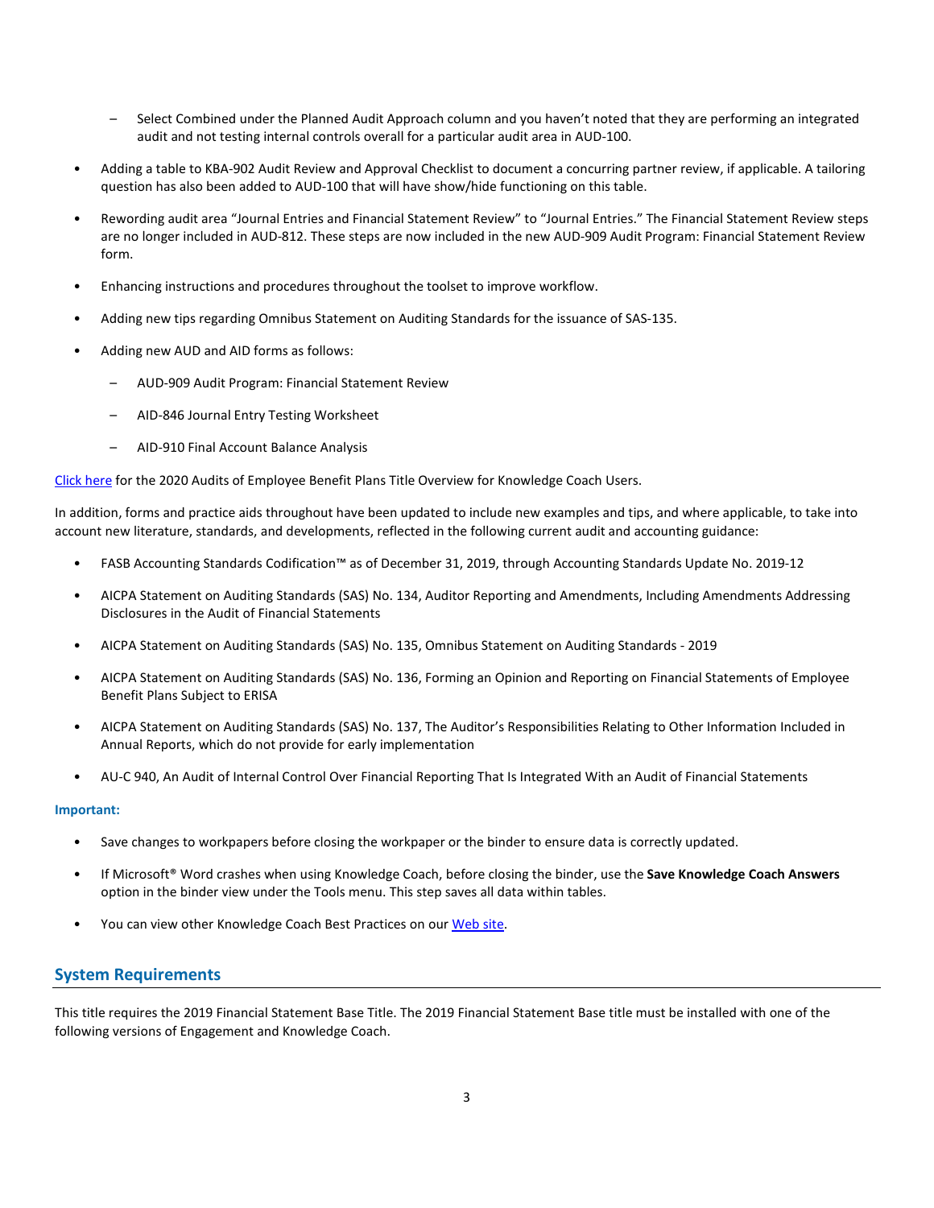- Select Combined under the Planned Audit Approach column and you haven't noted that they are performing an integrated audit and not testing internal controls overall for a particular audit area in AUD-100.

- Adding a table to KBA-902 Audit Review and Approval Checklist to document a concurring partner review, if applicable. A tailoring question has also been added to AUD-100 that will have show/hide functioning on this table.

- Rewording audit area "Journal Entries and Financial Statement Review" to "Journal Entries." The Financial Statement Review steps are no longer included in AUD-812. These steps are now included in the new AUD-909 Audit Program: Financial Statement Review form.

- Enhancing instructions and procedures throughout the toolset to improve workflow.

- Adding new tips regarding Omnibus Statement on Auditing Standards for the issuance of SAS-135.

- Adding new AUD and AID forms as follows:

  - AUD-909 Audit Program: Financial Statement Review

  - AID-846 Journal Entry Testing Worksheet

  - AID-910 Final Account Balance Analysis

[Click here] for the 2020 Audits of Employee Benefit Plans Title Overview for Knowledge Coach Users.

In addition, forms and practice aids throughout have been updated to include new examples and tips, and where applicable, to take into account new literature, standards, and developments, reflected in the following current audit and accounting guidance:

- FASB Accounting Standards Codification™ as of December 31, 2019, through Accounting Standards Update No. 2019-12

- AICPA Statement on Auditing Standards (SAS) No. 134, Auditor Reporting and Amendments, Including Amendments Addressing Disclosures in the Audit of Financial Statements

- AICPA Statement on Auditing Standards (SAS) No. 135, Omnibus Statement on Auditing Standards - 2019

- AICPA Statement on Auditing Standards (SAS) No. 136, Forming an Opinion and Reporting on Financial Statements of Employee Benefit Plans Subject to ERISA

- AICPA Statement on Auditing Standards (SAS) No. 137, The Auditor's Responsibilities Relating to Other Information Included in Annual Reports, which do not provide for early implementation

- AU-C 940, An Audit of Internal Control Over Financial Reporting That Is Integrated With an Audit of Financial Statements

**Important:**

- Save changes to workpapers before closing the workpaper or the binder to ensure data is correctly updated.

- If Microsoft® Word crashes when using Knowledge Coach, before closing the binder, use the **Save Knowledge Coach Answers** option in the binder view under the Tools menu. This step saves all data within tables.

- You can view other Knowledge Coach Best Practices on our [Web site].

## System Requirements

This title requires the 2019 Financial Statement Base Title. The 2019 Financial Statement Base title must be installed with one of the following versions of Engagement and Knowledge Coach.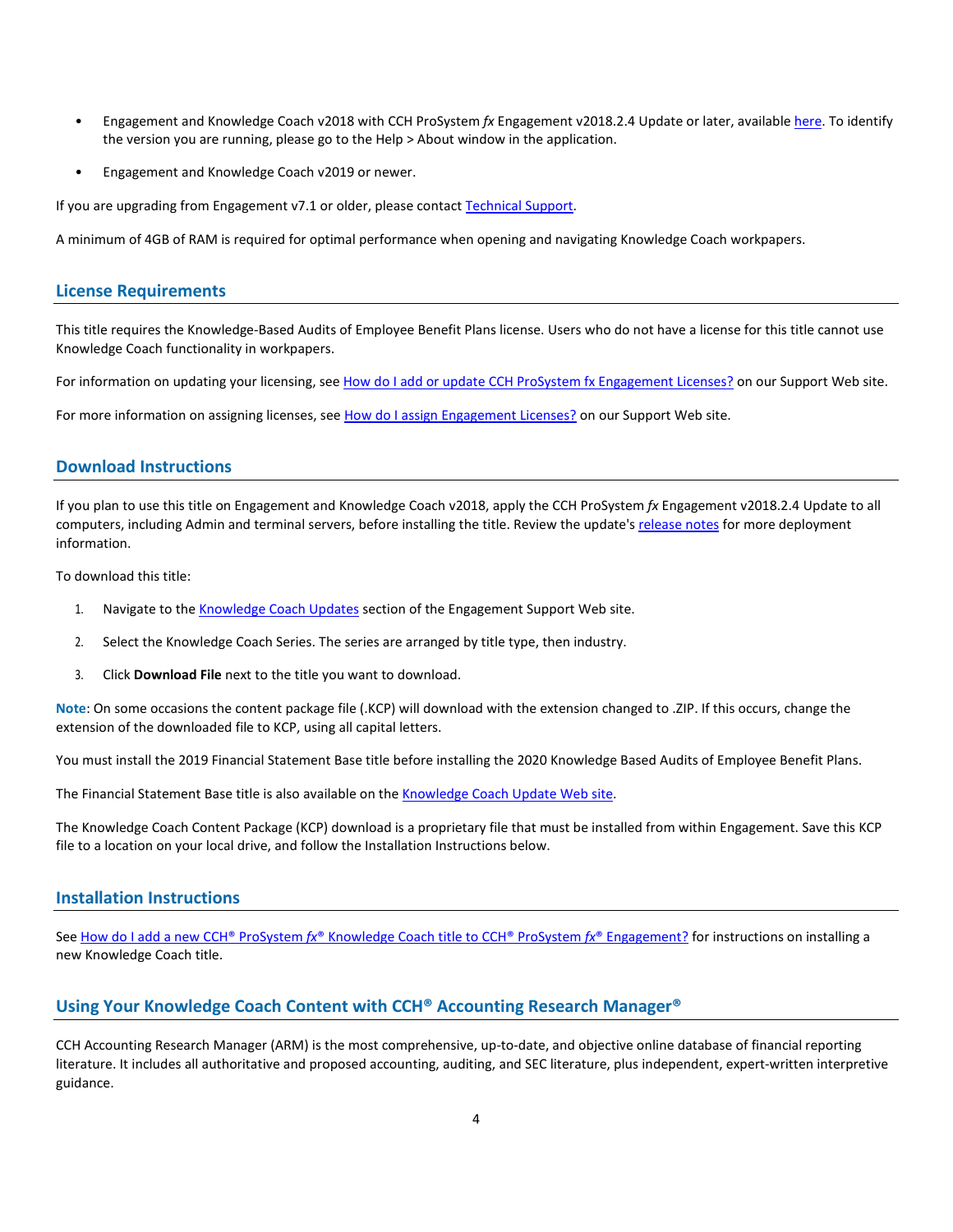- Engagement and Knowledge Coach v2018 with CCH ProSystem *fx* Engagement v2018.2.4 Update or later, available [here](). To identify the version you are running, please go to the Help > About window in the application.
- Engagement and Knowledge Coach v2019 or newer.

If you are upgrading from Engagement v7.1 or older, please contact [Technical Support]().

A minimum of 4GB of RAM is required for optimal performance when opening and navigating Knowledge Coach workpapers.

## License Requirements

This title requires the Knowledge-Based Audits of Employee Benefit Plans license. Users who do not have a license for this title cannot use Knowledge Coach functionality in workpapers.

For information on updating your licensing, see [How do I add or update CCH ProSystem fx Engagement Licenses?]() on our Support Web site.

For more information on assigning licenses, see [How do I assign Engagement Licenses?]() on our Support Web site.

## Download Instructions

If you plan to use this title on Engagement and Knowledge Coach v2018, apply the CCH ProSystem *fx* Engagement v2018.2.4 Update to all computers, including Admin and terminal servers, before installing the title. Review the update's [release notes]() for more deployment information.

To download this title:

1. Navigate to the [Knowledge Coach Updates]() section of the Engagement Support Web site.
2. Select the Knowledge Coach Series. The series are arranged by title type, then industry.
3. Click **Download File** next to the title you want to download.

**Note**: On some occasions the content package file (.KCP) will download with the extension changed to .ZIP. If this occurs, change the extension of the downloaded file to KCP, using all capital letters.

You must install the 2019 Financial Statement Base title before installing the 2020 Knowledge Based Audits of Employee Benefit Plans.

The Financial Statement Base title is also available on the [Knowledge Coach Update Web site]().

The Knowledge Coach Content Package (KCP) download is a proprietary file that must be installed from within Engagement. Save this KCP file to a location on your local drive, and follow the Installation Instructions below.

## Installation Instructions

See [How do I add a new CCH® ProSystem *fx*® Knowledge Coach title to CCH® ProSystem *fx*® Engagement?]() for instructions on installing a new Knowledge Coach title.

## Using Your Knowledge Coach Content with CCH® Accounting Research Manager®

CCH Accounting Research Manager (ARM) is the most comprehensive, up-to-date, and objective online database of financial reporting literature. It includes all authoritative and proposed accounting, auditing, and SEC literature, plus independent, expert-written interpretive guidance.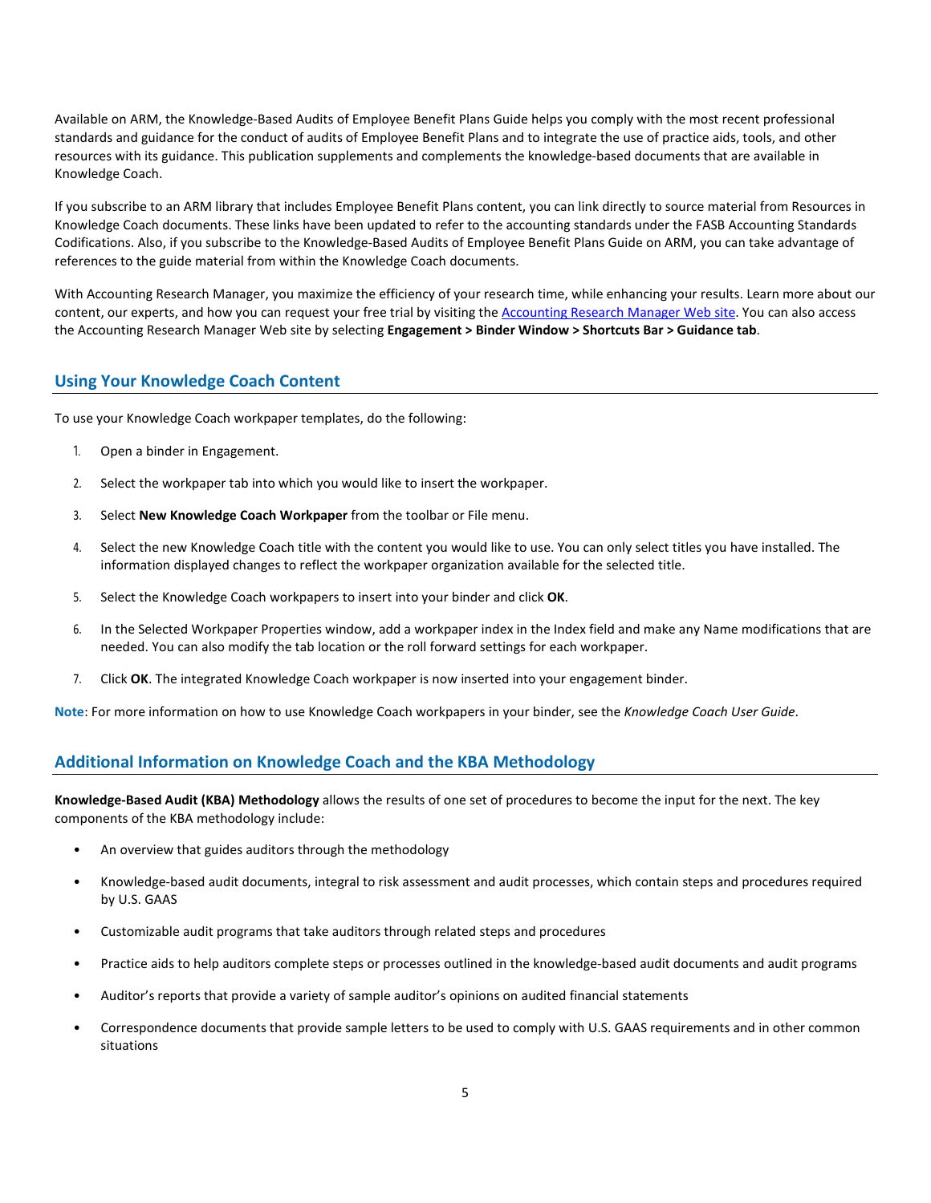Available on ARM, the Knowledge-Based Audits of Employee Benefit Plans Guide helps you comply with the most recent professional standards and guidance for the conduct of audits of Employee Benefit Plans and to integrate the use of practice aids, tools, and other resources with its guidance. This publication supplements and complements the knowledge-based documents that are available in Knowledge Coach.

If you subscribe to an ARM library that includes Employee Benefit Plans content, you can link directly to source material from Resources in Knowledge Coach documents. These links have been updated to refer to the accounting standards under the FASB Accounting Standards Codifications. Also, if you subscribe to the Knowledge-Based Audits of Employee Benefit Plans Guide on ARM, you can take advantage of references to the guide material from within the Knowledge Coach documents.

With Accounting Research Manager, you maximize the efficiency of your research time, while enhancing your results. Learn more about our content, our experts, and how you can request your free trial by visiting the Accounting Research Manager Web site. You can also access the Accounting Research Manager Web site by selecting **Engagement > Binder Window > Shortcuts Bar > Guidance tab**.

## Using Your Knowledge Coach Content

To use your Knowledge Coach workpaper templates, do the following:

1. Open a binder in Engagement.
2. Select the workpaper tab into which you would like to insert the workpaper.
3. Select **New Knowledge Coach Workpaper** from the toolbar or File menu.
4. Select the new Knowledge Coach title with the content you would like to use. You can only select titles you have installed. The information displayed changes to reflect the workpaper organization available for the selected title.
5. Select the Knowledge Coach workpapers to insert into your binder and click **OK**.
6. In the Selected Workpaper Properties window, add a workpaper index in the Index field and make any Name modifications that are needed. You can also modify the tab location or the roll forward settings for each workpaper.
7. Click **OK**. The integrated Knowledge Coach workpaper is now inserted into your engagement binder.

**Note**: For more information on how to use Knowledge Coach workpapers in your binder, see the *Knowledge Coach User Guide*.

## Additional Information on Knowledge Coach and the KBA Methodology

**Knowledge-Based Audit (KBA) Methodology** allows the results of one set of procedures to become the input for the next. The key components of the KBA methodology include:

- An overview that guides auditors through the methodology
- Knowledge-based audit documents, integral to risk assessment and audit processes, which contain steps and procedures required by U.S. GAAS
- Customizable audit programs that take auditors through related steps and procedures
- Practice aids to help auditors complete steps or processes outlined in the knowledge-based audit documents and audit programs
- Auditor's reports that provide a variety of sample auditor's opinions on audited financial statements
- Correspondence documents that provide sample letters to be used to comply with U.S. GAAS requirements and in other common situations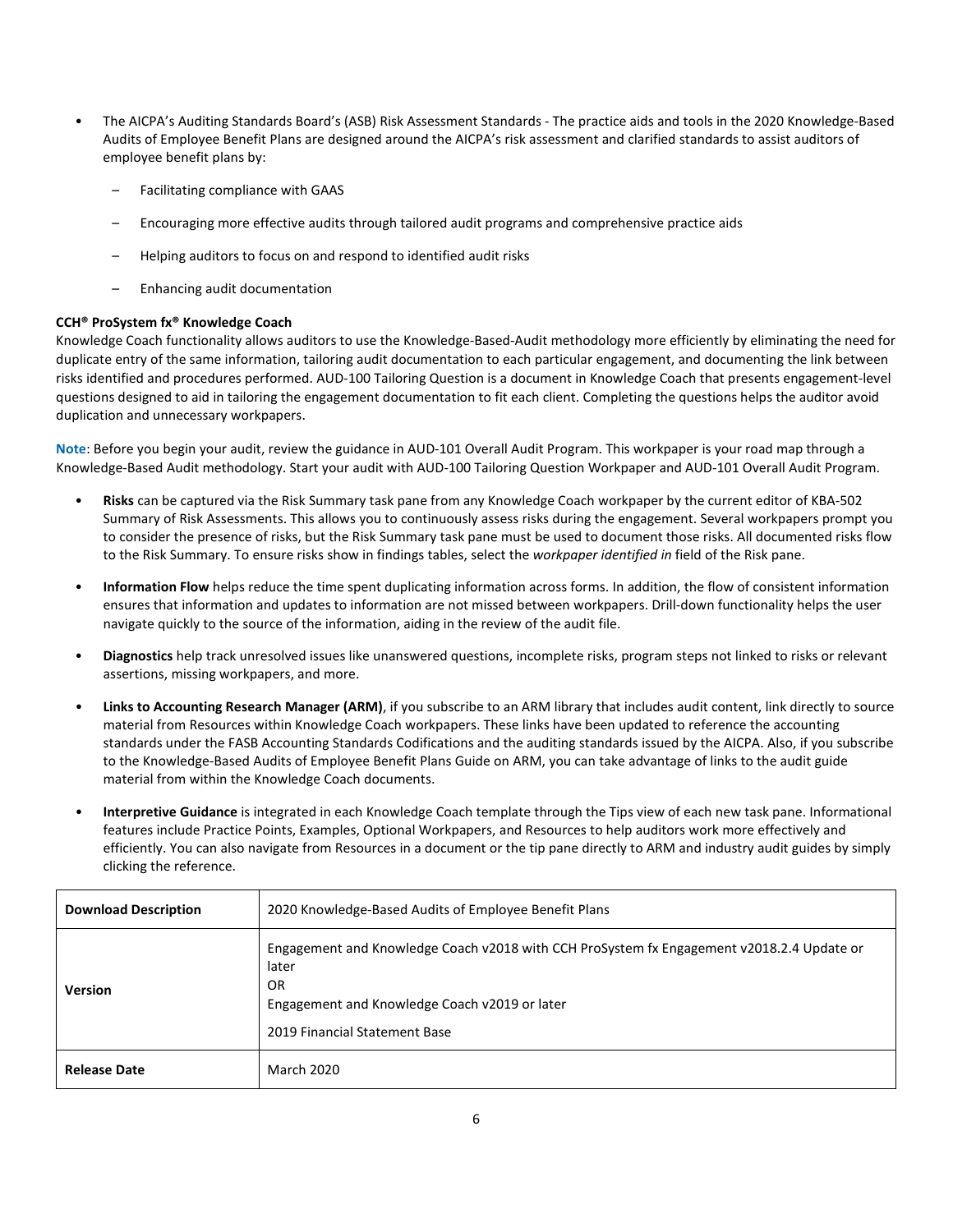- The AICPA's Auditing Standards Board's (ASB) Risk Assessment Standards - The practice aids and tools in the 2020 Knowledge-Based Audits of Employee Benefit Plans are designed around the AICPA's risk assessment and clarified standards to assist auditors of employee benefit plans by:
  - Facilitating compliance with GAAS
  - Encouraging more effective audits through tailored audit programs and comprehensive practice aids
  - Helping auditors to focus on and respond to identified audit risks
  - Enhancing audit documentation

**CCH® ProSystem fx® Knowledge Coach**

Knowledge Coach functionality allows auditors to use the Knowledge-Based-Audit methodology more efficiently by eliminating the need for duplicate entry of the same information, tailoring audit documentation to each particular engagement, and documenting the link between risks identified and procedures performed. AUD-100 Tailoring Question is a document in Knowledge Coach that presents engagement-level questions designed to aid in tailoring the engagement documentation to fit each client. Completing the questions helps the auditor avoid duplication and unnecessary workpapers.

**Note**: Before you begin your audit, review the guidance in AUD-101 Overall Audit Program. This workpaper is your road map through a Knowledge-Based Audit methodology. Start your audit with AUD-100 Tailoring Question Workpaper and AUD-101 Overall Audit Program.

- **Risks** can be captured via the Risk Summary task pane from any Knowledge Coach workpaper by the current editor of KBA-502 Summary of Risk Assessments. This allows you to continuously assess risks during the engagement. Several workpapers prompt you to consider the presence of risks, but the Risk Summary task pane must be used to document those risks. All documented risks flow to the Risk Summary. To ensure risks show in findings tables, select the *workpaper identified in* field of the Risk pane.
- **Information Flow** helps reduce the time spent duplicating information across forms. In addition, the flow of consistent information ensures that information and updates to information are not missed between workpapers. Drill-down functionality helps the user navigate quickly to the source of the information, aiding in the review of the audit file.
- **Diagnostics** help track unresolved issues like unanswered questions, incomplete risks, program steps not linked to risks or relevant assertions, missing workpapers, and more.
- **Links to Accounting Research Manager (ARM)**, if you subscribe to an ARM library that includes audit content, link directly to source material from Resources within Knowledge Coach workpapers. These links have been updated to reference the accounting standards under the FASB Accounting Standards Codifications and the auditing standards issued by the AICPA. Also, if you subscribe to the Knowledge-Based Audits of Employee Benefit Plans Guide on ARM, you can take advantage of links to the audit guide material from within the Knowledge Coach documents.
- **Interpretive Guidance** is integrated in each Knowledge Coach template through the Tips view of each new task pane. Informational features include Practice Points, Examples, Optional Workpapers, and Resources to help auditors work more effectively and efficiently. You can also navigate from Resources in a document or the tip pane directly to ARM and industry audit guides by simply clicking the reference.

| **Download Description** | 2020 Knowledge-Based Audits of Employee Benefit Plans |
|---|---|
| **Version** | Engagement and Knowledge Coach v2018 with CCH ProSystem fx Engagement v2018.2.4 Update or later<br>OR<br>Engagement and Knowledge Coach v2019 or later<br>2019 Financial Statement Base |
| **Release Date** | March 2020 |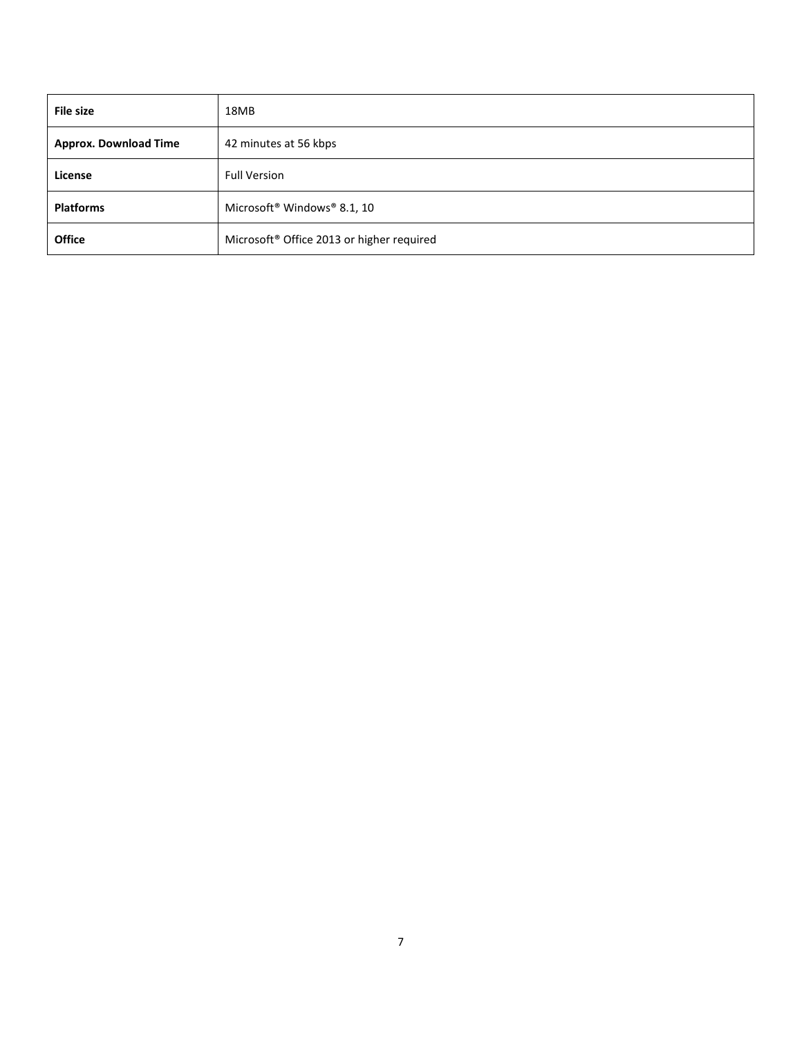| | |
|---|---|
| **File size** | 18MB |
| **Approx. Download Time** | 42 minutes at 56 kbps |
| **License** | Full Version |
| **Platforms** | Microsoft® Windows® 8.1, 10 |
| **Office** | Microsoft® Office 2013 or higher required |